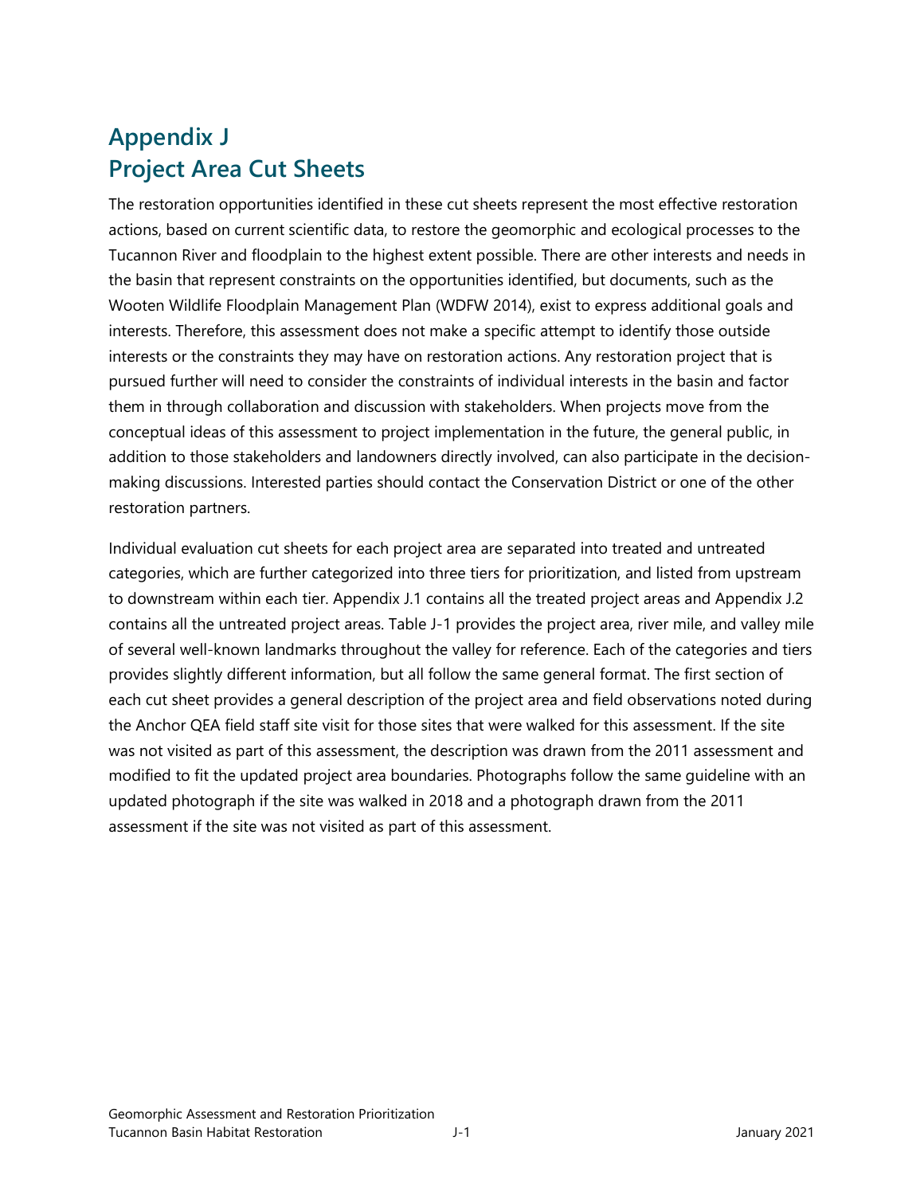# Appendix J
# Project Area Cut Sheets

The restoration opportunities identified in these cut sheets represent the most effective restoration actions, based on current scientific data, to restore the geomorphic and ecological processes to the Tucannon River and floodplain to the highest extent possible. There are other interests and needs in the basin that represent constraints on the opportunities identified, but documents, such as the Wooten Wildlife Floodplain Management Plan (WDFW 2014), exist to express additional goals and interests. Therefore, this assessment does not make a specific attempt to identify those outside interests or the constraints they may have on restoration actions. Any restoration project that is pursued further will need to consider the constraints of individual interests in the basin and factor them in through collaboration and discussion with stakeholders. When projects move from the conceptual ideas of this assessment to project implementation in the future, the general public, in addition to those stakeholders and landowners directly involved, can also participate in the decision-making discussions. Interested parties should contact the Conservation District or one of the other restoration partners.

Individual evaluation cut sheets for each project area are separated into treated and untreated categories, which are further categorized into three tiers for prioritization, and listed from upstream to downstream within each tier. Appendix J.1 contains all the treated project areas and Appendix J.2 contains all the untreated project areas. Table J-1 provides the project area, river mile, and valley mile of several well-known landmarks throughout the valley for reference. Each of the categories and tiers provides slightly different information, but all follow the same general format. The first section of each cut sheet provides a general description of the project area and field observations noted during the Anchor QEA field staff site visit for those sites that were walked for this assessment. If the site was not visited as part of this assessment, the description was drawn from the 2011 assessment and modified to fit the updated project area boundaries. Photographs follow the same guideline with an updated photograph if the site was walked in 2018 and a photograph drawn from the 2011 assessment if the site was not visited as part of this assessment.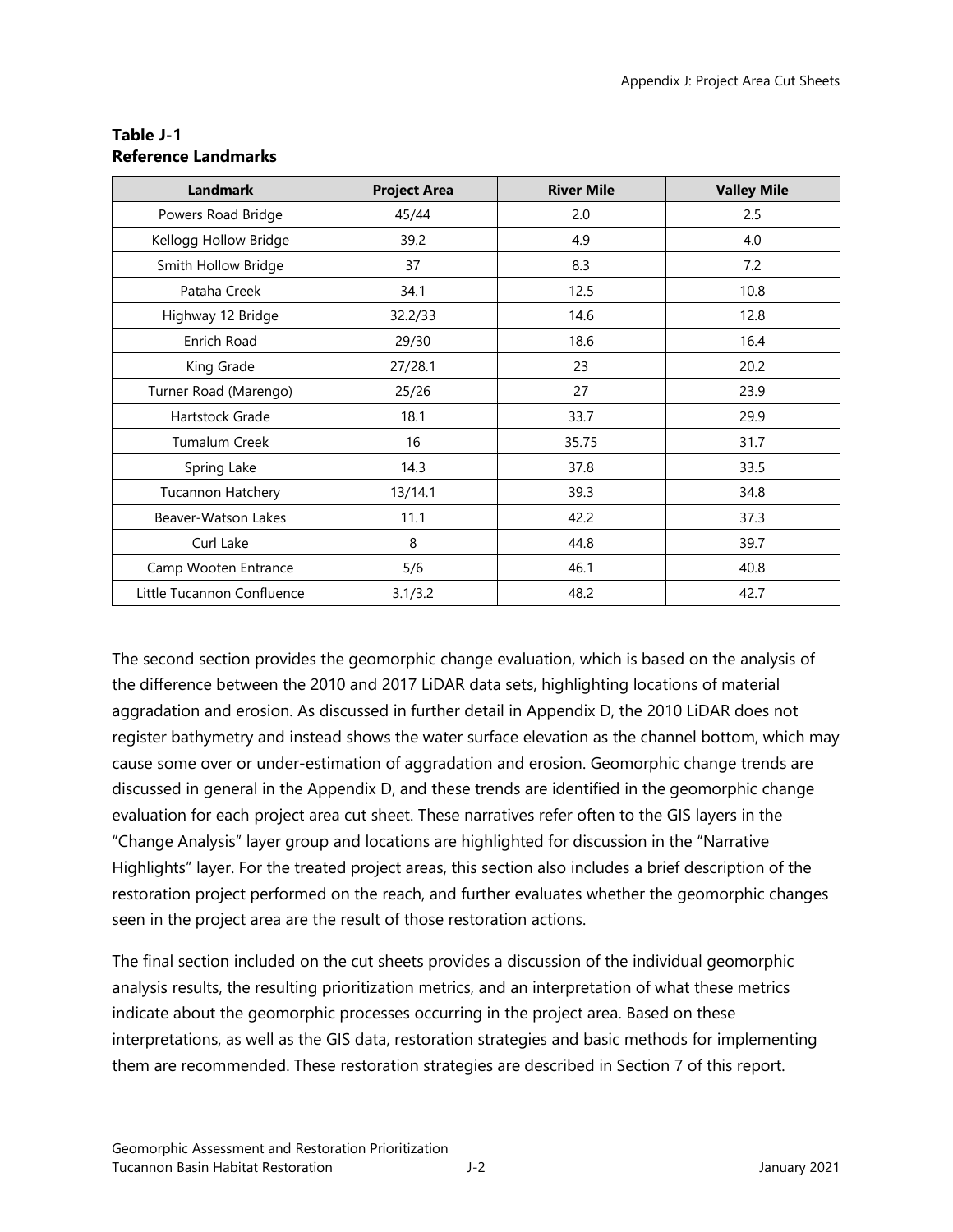**Table J-1**
**Reference Landmarks**

| Landmark | Project Area | River Mile | Valley Mile |
| --- | --- | --- | --- |
| Powers Road Bridge | 45/44 | 2.0 | 2.5 |
| Kellogg Hollow Bridge | 39.2 | 4.9 | 4.0 |
| Smith Hollow Bridge | 37 | 8.3 | 7.2 |
| Pataha Creek | 34.1 | 12.5 | 10.8 |
| Highway 12 Bridge | 32.2/33 | 14.6 | 12.8 |
| Enrich Road | 29/30 | 18.6 | 16.4 |
| King Grade | 27/28.1 | 23 | 20.2 |
| Turner Road (Marengo) | 25/26 | 27 | 23.9 |
| Hartstock Grade | 18.1 | 33.7 | 29.9 |
| Tumalum Creek | 16 | 35.75 | 31.7 |
| Spring Lake | 14.3 | 37.8 | 33.5 |
| Tucannon Hatchery | 13/14.1 | 39.3 | 34.8 |
| Beaver-Watson Lakes | 11.1 | 42.2 | 37.3 |
| Curl Lake | 8 | 44.8 | 39.7 |
| Camp Wooten Entrance | 5/6 | 46.1 | 40.8 |
| Little Tucannon Confluence | 3.1/3.2 | 48.2 | 42.7 |

The second section provides the geomorphic change evaluation, which is based on the analysis of the difference between the 2010 and 2017 LiDAR data sets, highlighting locations of material aggradation and erosion. As discussed in further detail in Appendix D, the 2010 LiDAR does not register bathymetry and instead shows the water surface elevation as the channel bottom, which may cause some over or under-estimation of aggradation and erosion. Geomorphic change trends are discussed in general in the Appendix D, and these trends are identified in the geomorphic change evaluation for each project area cut sheet. These narratives refer often to the GIS layers in the "Change Analysis" layer group and locations are highlighted for discussion in the "Narrative Highlights" layer. For the treated project areas, this section also includes a brief description of the restoration project performed on the reach, and further evaluates whether the geomorphic changes seen in the project area are the result of those restoration actions.

The final section included on the cut sheets provides a discussion of the individual geomorphic analysis results, the resulting prioritization metrics, and an interpretation of what these metrics indicate about the geomorphic processes occurring in the project area. Based on these interpretations, as well as the GIS data, restoration strategies and basic methods for implementing them are recommended. These restoration strategies are described in Section 7 of this report.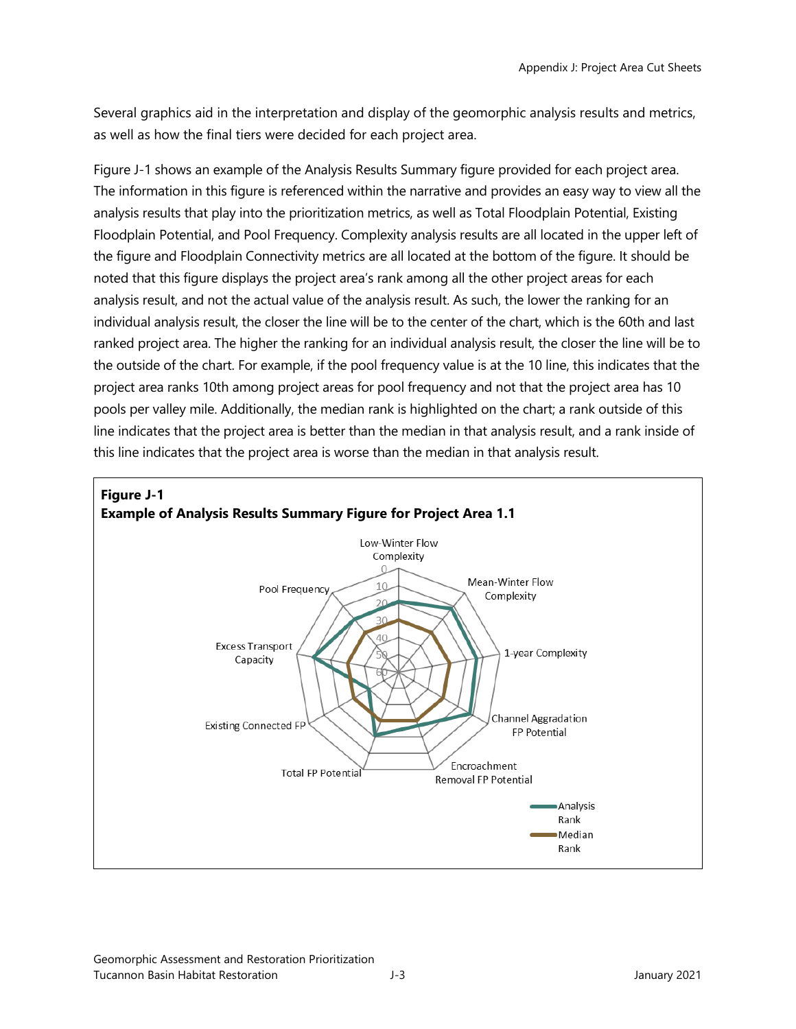Several graphics aid in the interpretation and display of the geomorphic analysis results and metrics, as well as how the final tiers were decided for each project area.

Figure J-1 shows an example of the Analysis Results Summary figure provided for each project area. The information in this figure is referenced within the narrative and provides an easy way to view all the analysis results that play into the prioritization metrics, as well as Total Floodplain Potential, Existing Floodplain Potential, and Pool Frequency. Complexity analysis results are all located in the upper left of the figure and Floodplain Connectivity metrics are all located at the bottom of the figure. It should be noted that this figure displays the project area's rank among all the other project areas for each analysis result, and not the actual value of the analysis result. As such, the lower the ranking for an individual analysis result, the closer the line will be to the center of the chart, which is the 60th and last ranked project area. The higher the ranking for an individual analysis result, the closer the line will be to the outside of the chart. For example, if the pool frequency value is at the 10 line, this indicates that the project area ranks 10th among project areas for pool frequency and not that the project area has 10 pools per valley mile. Additionally, the median rank is highlighted on the chart; a rank outside of this line indicates that the project area is better than the median in that analysis result, and a rank inside of this line indicates that the project area is worse than the median in that analysis result.

**Figure J-1**
**Example of Analysis Results Summary Figure for Project Area 1.1**

Low-Winter Flow Complexity, Mean-Winter Flow Complexity, 1-year Complexity, Channel Aggradation FP Potential, Encroachment Removal FP Potential, Total FP Potential, Existing Connected FP, Excess Transport Capacity, Pool Frequency

0, 10, 20, 30, 40, 50, 60

Analysis Rank
Median Rank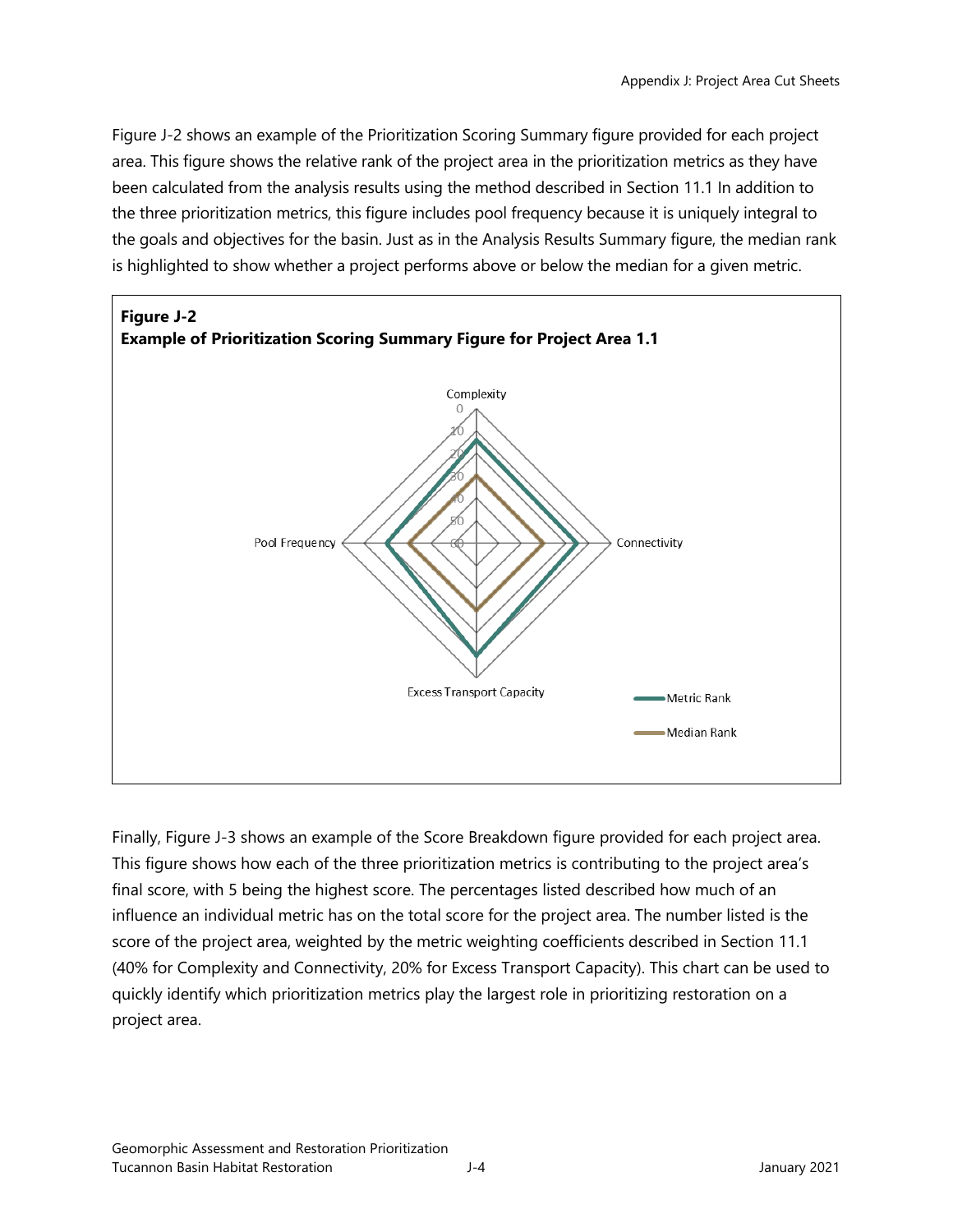Figure J-2 shows an example of the Prioritization Scoring Summary figure provided for each project area. This figure shows the relative rank of the project area in the prioritization metrics as they have been calculated from the analysis results using the method described in Section 11.1 In addition to the three prioritization metrics, this figure includes pool frequency because it is uniquely integral to the goals and objectives for the basin. Just as in the Analysis Results Summary figure, the median rank is highlighted to show whether a project performs above or below the median for a given metric.

**Figure J-2**
**Example of Prioritization Scoring Summary Figure for Project Area 1.1**

Finally, Figure J-3 shows an example of the Score Breakdown figure provided for each project area. This figure shows how each of the three prioritization metrics is contributing to the project area's final score, with 5 being the highest score. The percentages listed described how much of an influence an individual metric has on the total score for the project area. The number listed is the score of the project area, weighted by the metric weighting coefficients described in Section 11.1 (40% for Complexity and Connectivity, 20% for Excess Transport Capacity). This chart can be used to quickly identify which prioritization metrics play the largest role in prioritizing restoration on a project area.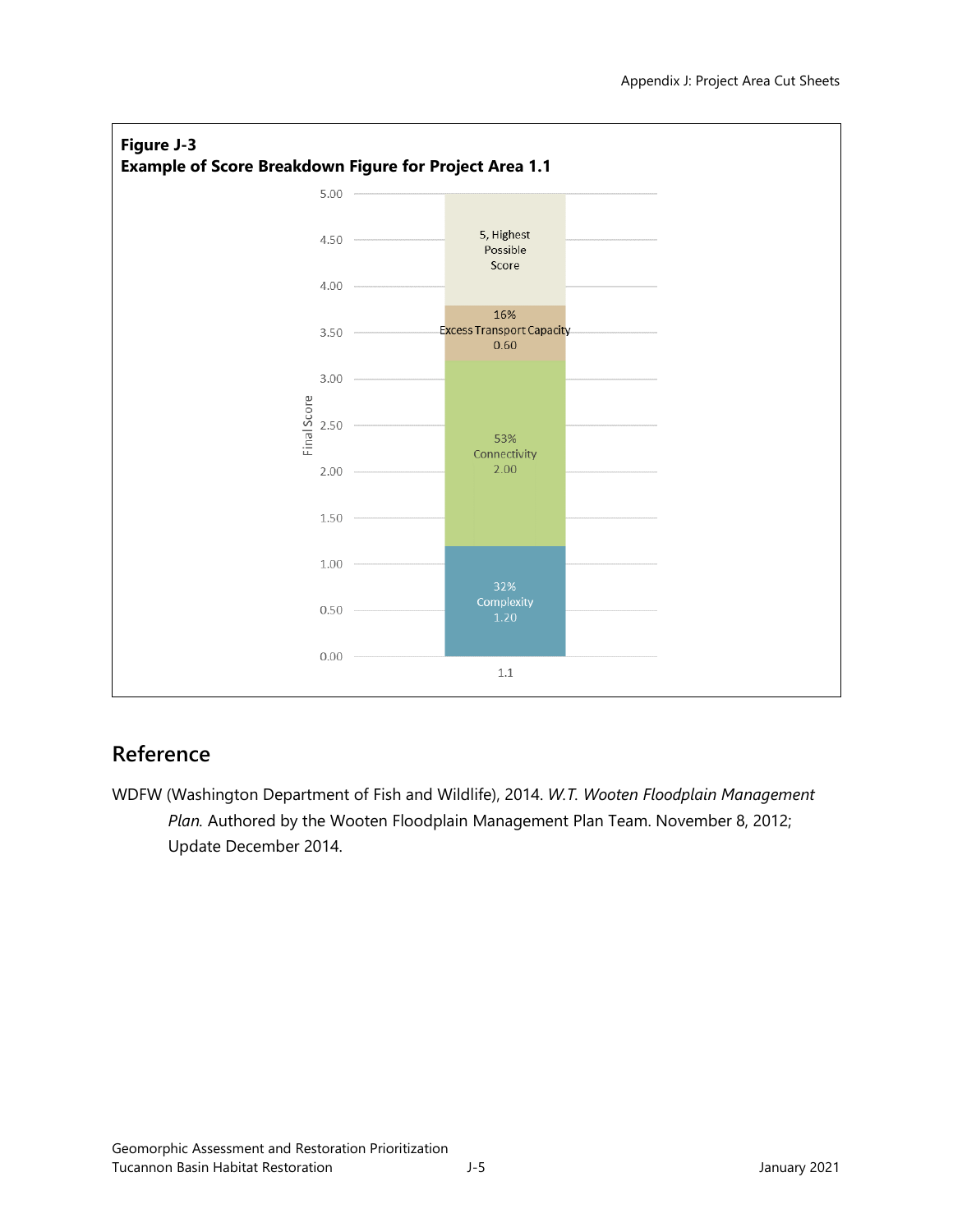**Figure J-3**
**Example of Score Breakdown Figure for Project Area 1.1**

Final Score

5.00
4.50
4.00
3.50
3.00
2.50
2.00
1.50
1.00
0.50
0.00

5, Highest Possible Score

16%
Excess Transport Capacity
0.60

53%
Connectivity
2.00

32%
Complexity
1.20

1.1

## Reference

WDFW (Washington Department of Fish and Wildlife), 2014. *W.T. Wooten Floodplain Management Plan*. Authored by the Wooten Floodplain Management Plan Team. November 8, 2012; Update December 2014.